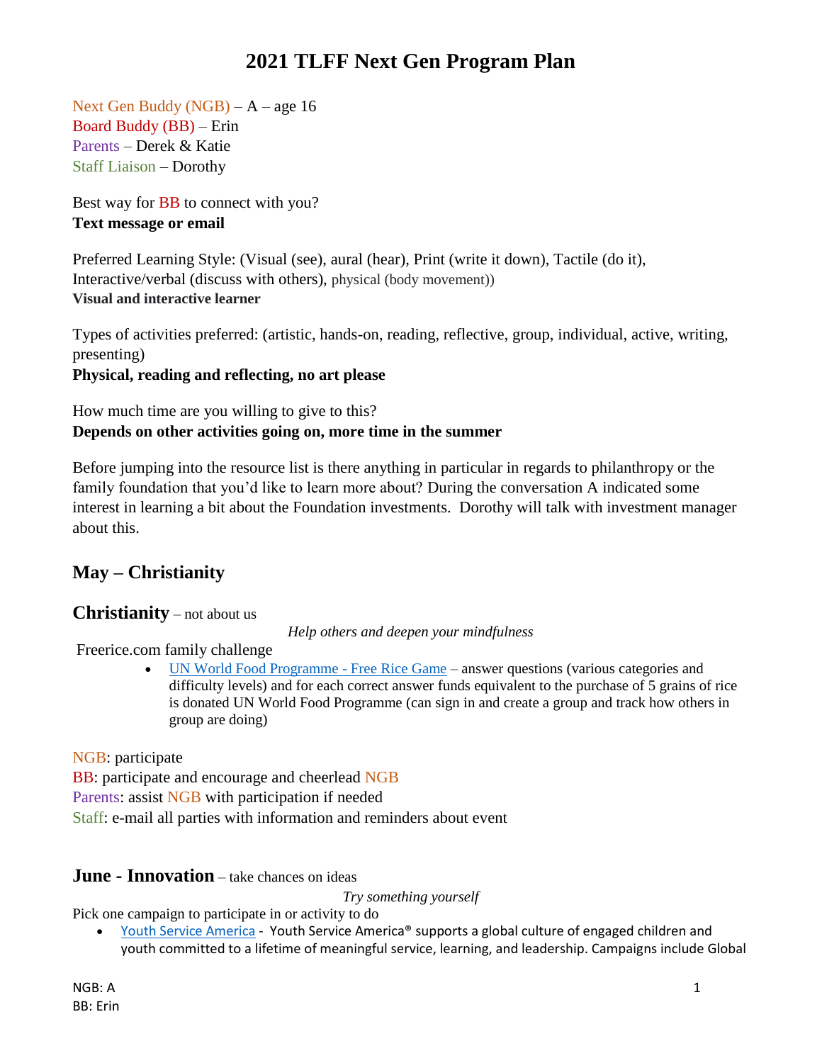# 2021 TLFF Next Gen Program Plan

Next Gen Buddy (NGB) – A – age 16
Board Buddy (BB) – Erin
Parents – Derek & Katie
Staff Liaison – Dorothy

Best way for BB to connect with you?
**Text message or email**

Preferred Learning Style: (Visual (see), aural (hear), Print (write it down), Tactile (do it), Interactive/verbal (discuss with others), physical (body movement))
**Visual and interactive learner**

Types of activities preferred: (artistic, hands-on, reading, reflective, group, individual, active, writing, presenting)
**Physical, reading and reflecting, no art please**

How much time are you willing to give to this?
**Depends on other activities going on, more time in the summer**

Before jumping into the resource list is there anything in particular in regards to philanthropy or the family foundation that you'd like to learn more about? During the conversation A indicated some interest in learning a bit about the Foundation investments. Dorothy will talk with investment manager about this.

## May – Christianity

## Christianity – not about us

*Help others and deepen your mindfulness*

Freerice.com family challenge

- UN World Food Programme - Free Rice Game – answer questions (various categories and difficulty levels) and for each correct answer funds equivalent to the purchase of 5 grains of rice is donated UN World Food Programme (can sign in and create a group and track how others in group are doing)

NGB: participate
BB: participate and encourage and cheerlead NGB
Parents: assist NGB with participation if needed
Staff: e-mail all parties with information and reminders about event

## June - Innovation – take chances on ideas

*Try something yourself*

Pick one campaign to participate in or activity to do

- Youth Service America - Youth Service America® supports a global culture of engaged children and youth committed to a lifetime of meaningful service, learning, and leadership. Campaigns include Global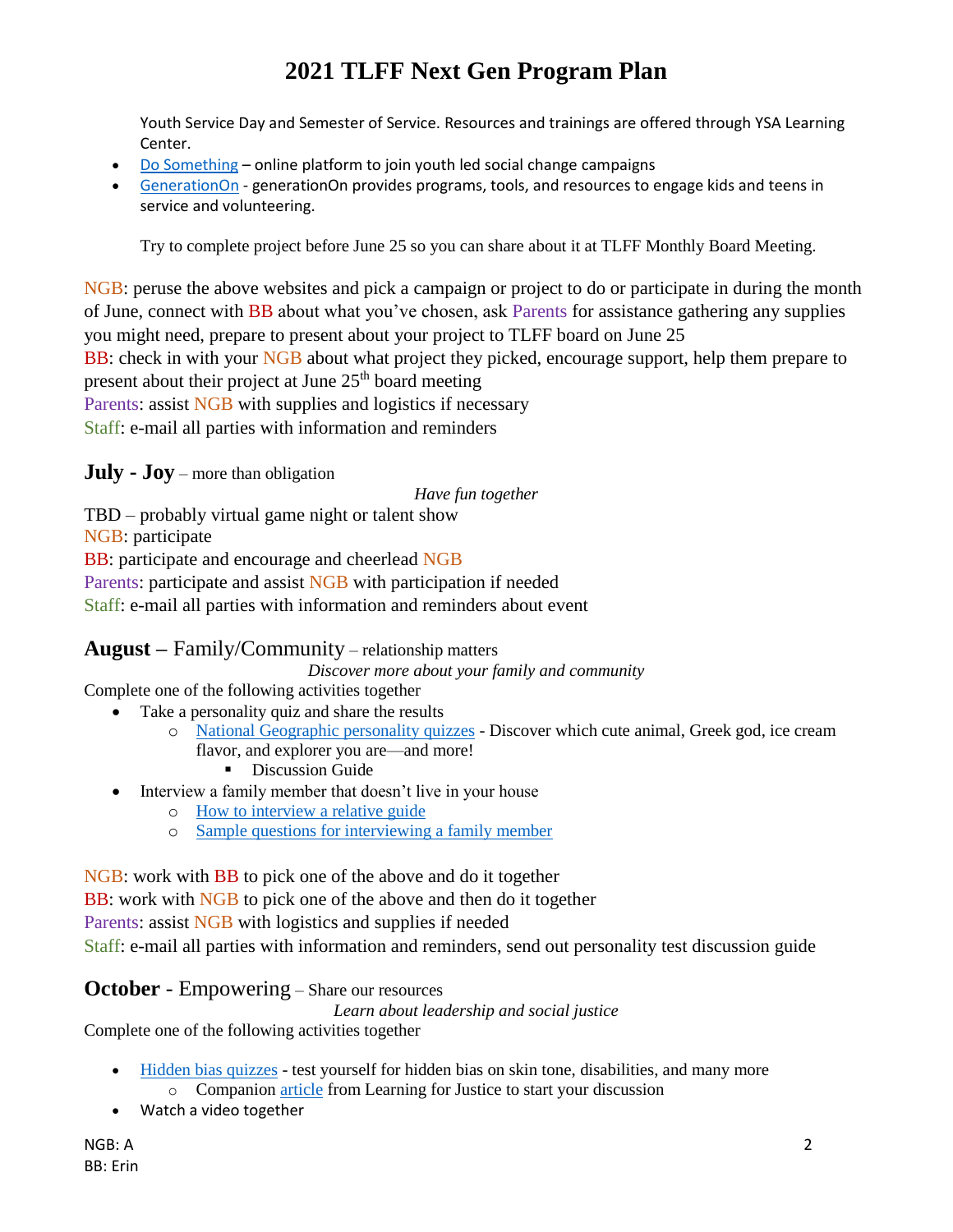Youth Service Day and Semester of Service. Resources and trainings are offered through YSA Learning Center.

- Do Something – online platform to join youth led social change campaigns
- GenerationOn - generationOn provides programs, tools, and resources to engage kids and teens in service and volunteering.

Try to complete project before June 25 so you can share about it at TLFF Monthly Board Meeting.

NGB: peruse the above websites and pick a campaign or project to do or participate in during the month of June, connect with BB about what you've chosen, ask Parents for assistance gathering any supplies you might need, prepare to present about your project to TLFF board on June 25
BB: check in with your NGB about what project they picked, encourage support, help them prepare to present about their project at June 25th board meeting
Parents: assist NGB with supplies and logistics if necessary
Staff: e-mail all parties with information and reminders

## **July - Joy** – more than obligation

*Have fun together*

TBD – probably virtual game night or talent show
NGB: participate
BB: participate and encourage and cheerlead NGB
Parents: participate and assist NGB with participation if needed
Staff: e-mail all parties with information and reminders about event

## **August –** Family/Community – relationship matters

*Discover more about your family and community*

Complete one of the following activities together

- Take a personality quiz and share the results
  - National Geographic personality quizzes - Discover which cute animal, Greek god, ice cream flavor, and explorer you are—and more!
    - Discussion Guide
- Interview a family member that doesn't live in your house
  - How to interview a relative guide
  - Sample questions for interviewing a family member

NGB: work with BB to pick one of the above and do it together
BB: work with NGB to pick one of the above and then do it together
Parents: assist NGB with logistics and supplies if needed
Staff: e-mail all parties with information and reminders, send out personality test discussion guide

## **October** - Empowering – Share our resources

*Learn about leadership and social justice*

Complete one of the following activities together

- Hidden bias quizzes - test yourself for hidden bias on skin tone, disabilities, and many more
  - Companion article from Learning for Justice to start your discussion
- Watch a video together

NGB: A
BB: Erin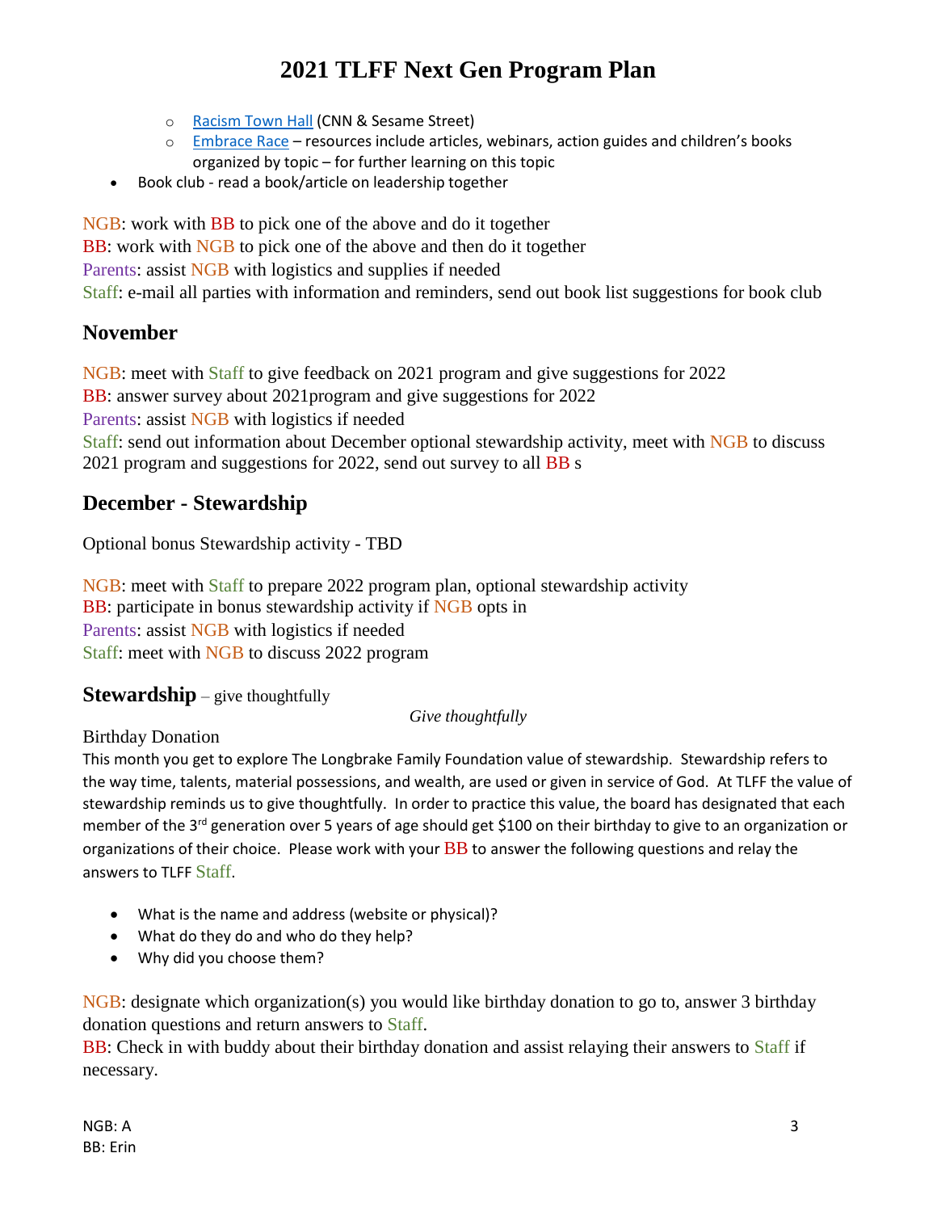# 2021 TLFF Next Gen Program Plan

   - Racism Town Hall (CNN & Sesame Street)
   - Embrace Race – resources include articles, webinars, action guides and children's books organized by topic – for further learning on this topic
- Book club - read a book/article on leadership together

NGB: work with BB to pick one of the above and do it together
BB: work with NGB to pick one of the above and then do it together
Parents: assist NGB with logistics and supplies if needed
Staff: e-mail all parties with information and reminders, send out book list suggestions for book club

## November

NGB: meet with Staff to give feedback on 2021 program and give suggestions for 2022
BB: answer survey about 2021program and give suggestions for 2022
Parents: assist NGB with logistics if needed
Staff: send out information about December optional stewardship activity, meet with NGB to discuss 2021 program and suggestions for 2022, send out survey to all BB s

## December - Stewardship

Optional bonus Stewardship activity - TBD

NGB: meet with Staff to prepare 2022 program plan, optional stewardship activity
BB: participate in bonus stewardship activity if NGB opts in
Parents: assist NGB with logistics if needed
Staff: meet with NGB to discuss 2022 program

## Stewardship – give thoughtfully

*Give thoughtfully*

Birthday Donation

This month you get to explore The Longbrake Family Foundation value of stewardship. Stewardship refers to the way time, talents, material possessions, and wealth, are used or given in service of God. At TLFF the value of stewardship reminds us to give thoughtfully. In order to practice this value, the board has designated that each member of the 3rd generation over 5 years of age should get $100 on their birthday to give to an organization or organizations of their choice. Please work with your BB to answer the following questions and relay the answers to TLFF Staff.

- What is the name and address (website or physical)?
- What do they do and who do they help?
- Why did you choose them?

NGB: designate which organization(s) you would like birthday donation to go to, answer 3 birthday donation questions and return answers to Staff.
BB: Check in with buddy about their birthday donation and assist relaying their answers to Staff if necessary.

NGB: A
BB: Erin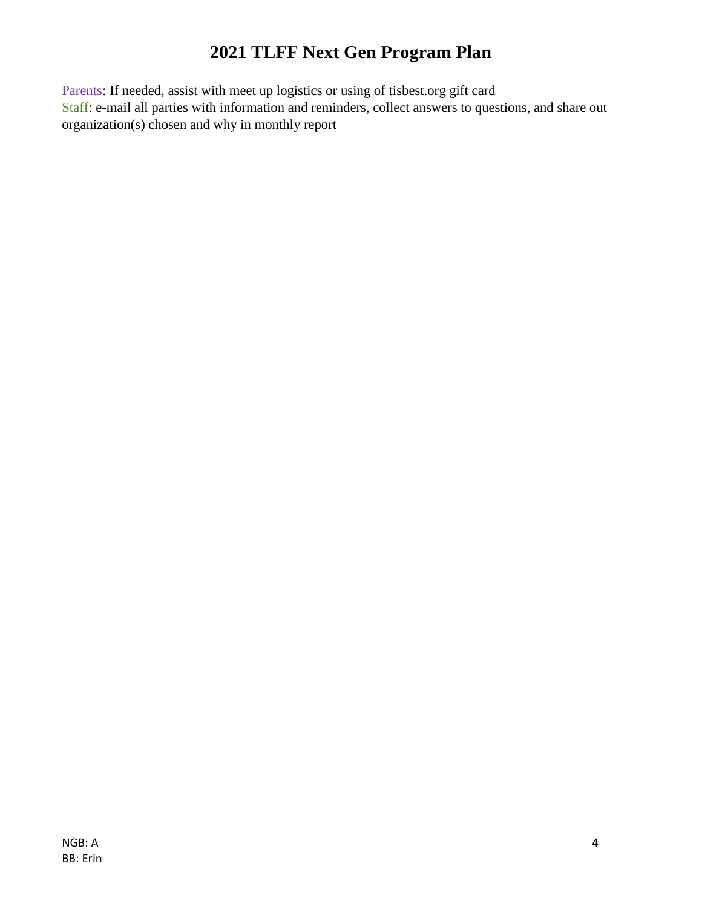Parents: If needed, assist with meet up logistics or using of tisbest.org gift card

Staff: e-mail all parties with information and reminders, collect answers to questions, and share out organization(s) chosen and why in monthly report